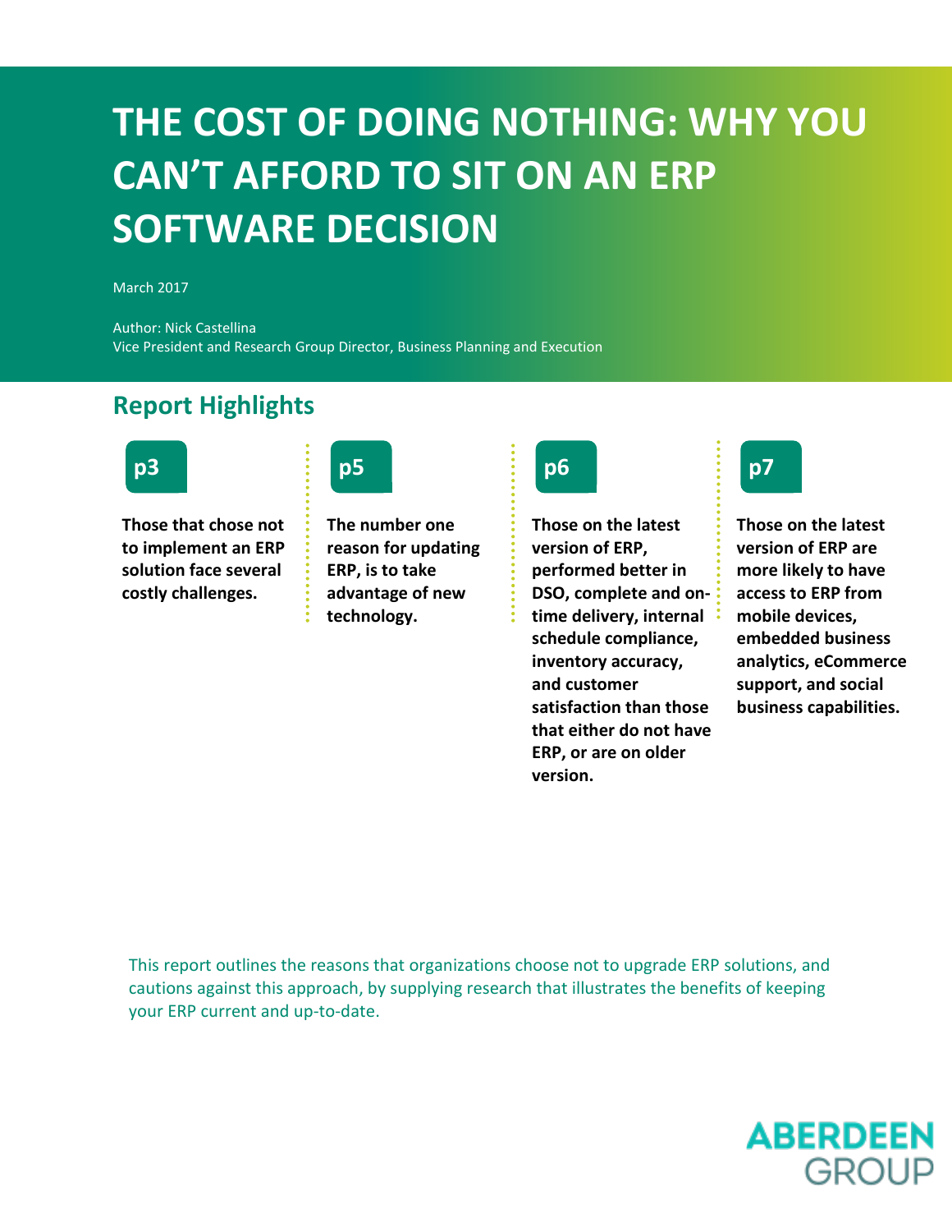# THE COST OF DOING NOTHING: WHY YOU CAN'T AFFORD TO SIT ON AN ERP SOFTWARE DECISION

March 2017

Author: Nick Castellina
Vice President and Research Group Director, Business Planning and Execution

## Report Highlights

**p3**

**Those that chose not to implement an ERP solution face several costly challenges.**

**p5**

**The number one reason for updating ERP, is to take advantage of new technology.**

**p6**

**Those on the latest version of ERP, performed better in DSO, complete and on-time delivery, internal schedule compliance, inventory accuracy, and customer satisfaction than those that either do not have ERP, or are on older version.**

**p7**

**Those on the latest version of ERP are more likely to have access to ERP from mobile devices, embedded business analytics, eCommerce support, and social business capabilities.**

This report outlines the reasons that organizations choose not to upgrade ERP solutions, and cautions against this approach, by supplying research that illustrates the benefits of keeping your ERP current and up-to-date.

ABERDEEN GROUP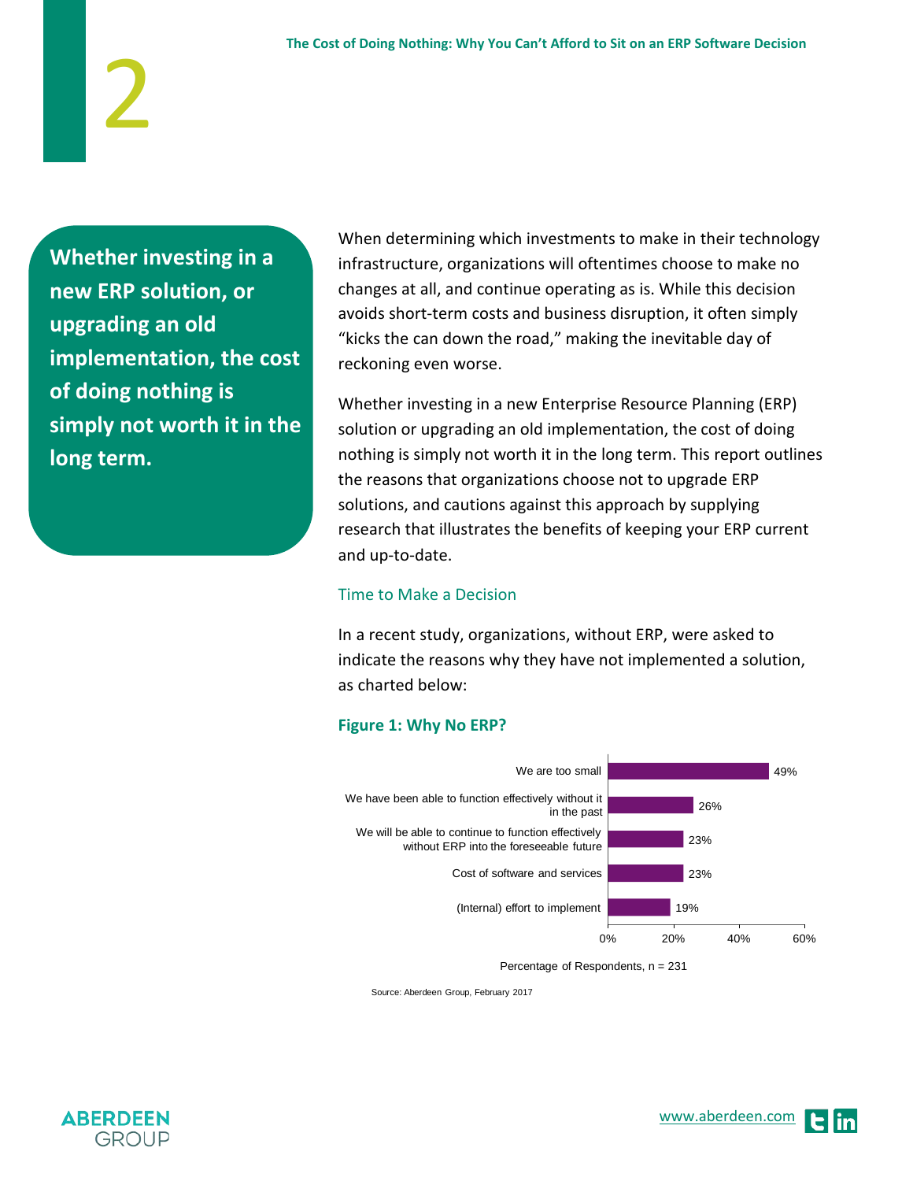> **Whether investing in a new ERP solution, or upgrading an old implementation, the cost of doing nothing is simply not worth it in the long term.**

When determining which investments to make in their technology infrastructure, organizations will oftentimes choose to make no changes at all, and continue operating as is. While this decision avoids short-term costs and business disruption, it often simply "kicks the can down the road," making the inevitable day of reckoning even worse.

Whether investing in a new Enterprise Resource Planning (ERP) solution or upgrading an old implementation, the cost of doing nothing is simply not worth it in the long term. This report outlines the reasons that organizations choose not to upgrade ERP solutions, and cautions against this approach by supplying research that illustrates the benefits of keeping your ERP current and up-to-date.

## Time to Make a Decision

In a recent study, organizations, without ERP, were asked to indicate the reasons why they have not implemented a solution, as charted below:

**Figure 1: Why No ERP?**

| Reason | Percentage of Respondents |
|---|---|
| We are too small | 49% |
| We have been able to function effectively without it in the past | 26% |
| We will be able to continue to function effectively without ERP into the foreseeable future | 23% |
| Cost of software and services | 23% |
| (Internal) effort to implement | 19% |

Percentage of Respondents, n = 231

Source: Aberdeen Group, February 2017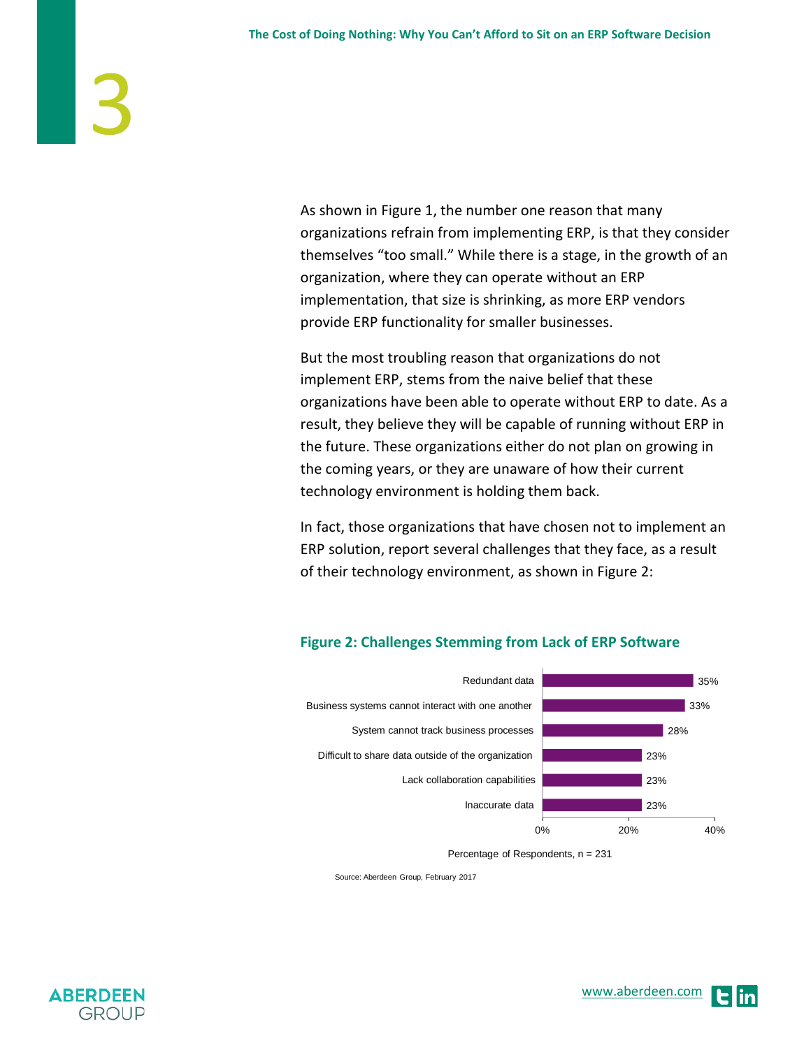As shown in Figure 1, the number one reason that many organizations refrain from implementing ERP, is that they consider themselves “too small.” While there is a stage, in the growth of an organization, where they can operate without an ERP implementation, that size is shrinking, as more ERP vendors provide ERP functionality for smaller businesses.

But the most troubling reason that organizations do not implement ERP, stems from the naive belief that these organizations have been able to operate without ERP to date. As a result, they believe they will be capable of running without ERP in the future. These organizations either do not plan on growing in the coming years, or they are unaware of how their current technology environment is holding them back.

In fact, those organizations that have chosen not to implement an ERP solution, report several challenges that they face, as a result of their technology environment, as shown in Figure 2:

**Figure 2: Challenges Stemming from Lack of ERP Software**

| Challenge | Percentage of Respondents |
|---|---|
| Redundant data | 35% |
| Business systems cannot interact with one another | 33% |
| System cannot track business processes | 28% |
| Difficult to share data outside of the organization | 23% |
| Lack collaboration capabilities | 23% |
| Inaccurate data | 23% |

Percentage of Respondents, n = 231

Source: Aberdeen Group, February 2017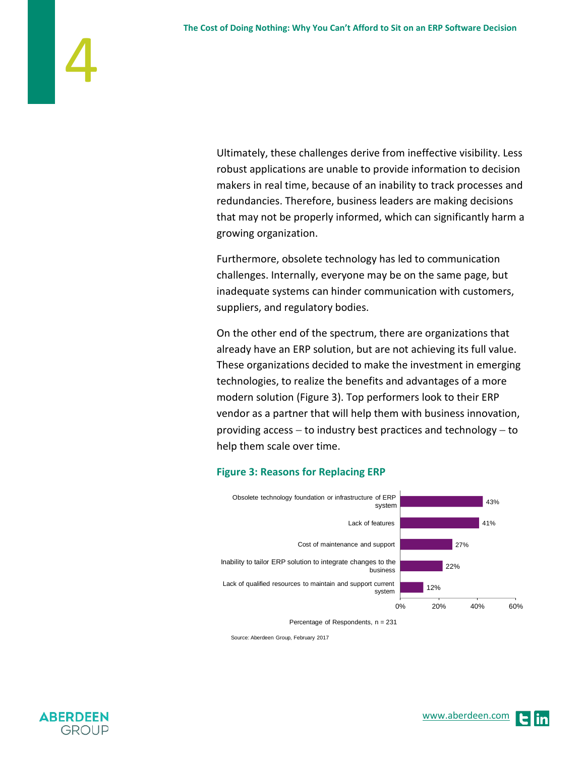Ultimately, these challenges derive from ineffective visibility. Less robust applications are unable to provide information to decision makers in real time, because of an inability to track processes and redundancies. Therefore, business leaders are making decisions that may not be properly informed, which can significantly harm a growing organization.

Furthermore, obsolete technology has led to communication challenges. Internally, everyone may be on the same page, but inadequate systems can hinder communication with customers, suppliers, and regulatory bodies.

On the other end of the spectrum, there are organizations that already have an ERP solution, but are not achieving its full value. These organizations decided to make the investment in emerging technologies, to realize the benefits and advantages of a more modern solution (Figure 3). Top performers look to their ERP vendor as a partner that will help them with business innovation, providing access – to industry best practices and technology – to help them scale over time.

### Figure 3: Reasons for Replacing ERP

| Reason | Percentage of Respondents |
|---|---|
| Obsolete technology foundation or infrastructure of ERP system | 43% |
| Lack of features | 41% |
| Cost of maintenance and support | 27% |
| Inability to tailor ERP solution to integrate changes to the business | 22% |
| Lack of qualified resources to maintain and support current system | 12% |

Percentage of Respondents, n = 231

Source: Aberdeen Group, February 2017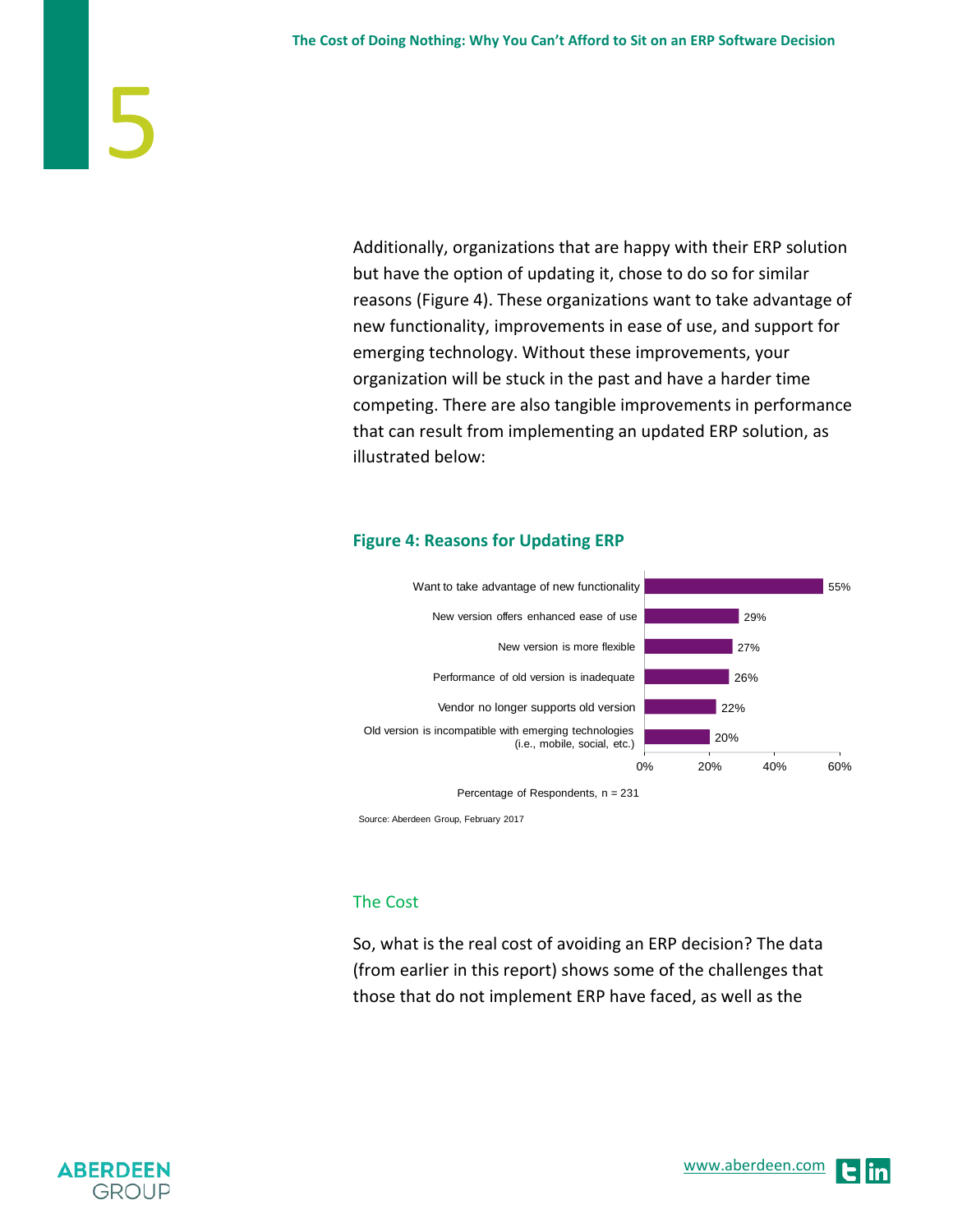Additionally, organizations that are happy with their ERP solution but have the option of updating it, chose to do so for similar reasons (Figure 4). These organizations want to take advantage of new functionality, improvements in ease of use, and support for emerging technology. Without these improvements, your organization will be stuck in the past and have a harder time competing. There are also tangible improvements in performance that can result from implementing an updated ERP solution, as illustrated below:

**Figure 4: Reasons for Updating ERP**

| Reason | Percentage of Respondents |
|---|---|
| Want to take advantage of new functionality | 55% |
| New version offers enhanced ease of use | 29% |
| New version is more flexible | 27% |
| Performance of old version is inadequate | 26% |
| Vendor no longer supports old version | 22% |
| Old version is incompatible with emerging technologies (i.e., mobile, social, etc.) | 20% |

Percentage of Respondents, n = 231

Source: Aberdeen Group, February 2017

## The Cost

So, what is the real cost of avoiding an ERP decision? The data (from earlier in this report) shows some of the challenges that those that do not implement ERP have faced, as well as the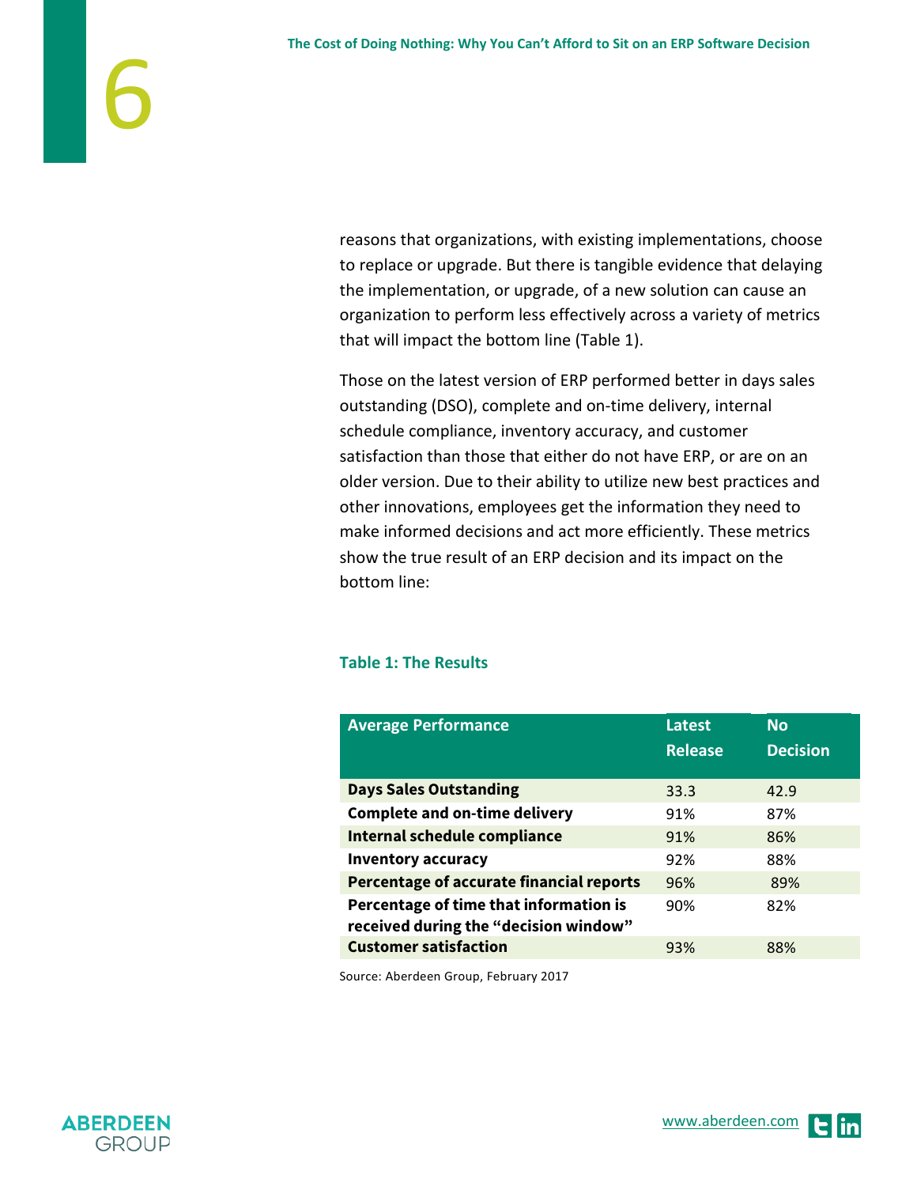reasons that organizations, with existing implementations, choose to replace or upgrade. But there is tangible evidence that delaying the implementation, or upgrade, of a new solution can cause an organization to perform less effectively across a variety of metrics that will impact the bottom line (Table 1).

Those on the latest version of ERP performed better in days sales outstanding (DSO), complete and on-time delivery, internal schedule compliance, inventory accuracy, and customer satisfaction than those that either do not have ERP, or are on an older version. Due to their ability to utilize new best practices and other innovations, employees get the information they need to make informed decisions and act more efficiently. These metrics show the true result of an ERP decision and its impact on the bottom line:

**Table 1: The Results**

| Average Performance | Latest Release | No Decision |
|---|---|---|
| **Days Sales Outstanding** | 33.3 | 42.9 |
| **Complete and on-time delivery** | 91% | 87% |
| **Internal schedule compliance** | 91% | 86% |
| **Inventory accuracy** | 92% | 88% |
| **Percentage of accurate financial reports** | 96% | 89% |
| **Percentage of time that information is received during the "decision window"** | 90% | 82% |
| **Customer satisfaction** | 93% | 88% |

Source: Aberdeen Group, February 2017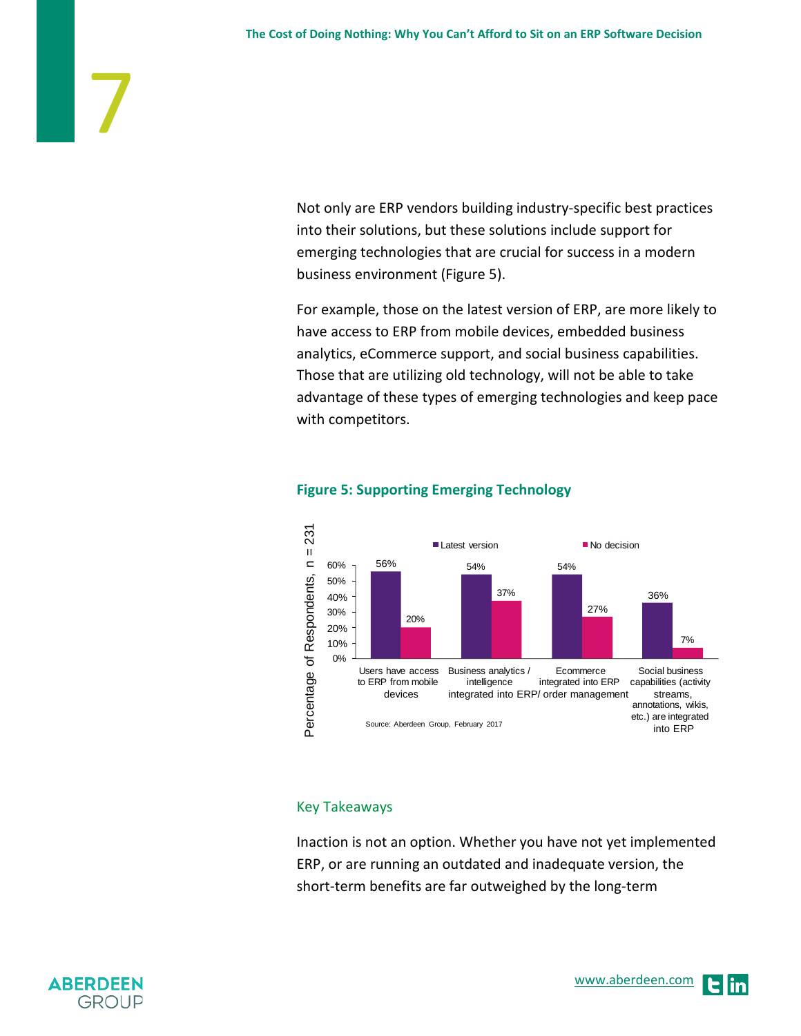Not only are ERP vendors building industry-specific best practices into their solutions, but these solutions include support for emerging technologies that are crucial for success in a modern business environment (Figure 5).

For example, those on the latest version of ERP, are more likely to have access to ERP from mobile devices, embedded business analytics, eCommerce support, and social business capabilities. Those that are utilizing old technology, will not be able to take advantage of these types of emerging technologies and keep pace with competitors.

### Figure 5: Supporting Emerging Technology

| Percentage of Respondents, n = 231 | Latest version | No decision |
|---|---|---|
| Users have access to ERP from mobile devices | 56% | 20% |
| Business analytics / intelligence integrated into ERP | 54% | 37% |
| Ecommerce integrated into ERP / order management | 54% | 27% |
| Social business capabilities (activity streams, annotations, wikis, etc.) are integrated into ERP | 36% | 7% |

Source: Aberdeen Group, February 2017

## Key Takeaways

Inaction is not an option. Whether you have not yet implemented ERP, or are running an outdated and inadequate version, the short-term benefits are far outweighed by the long-term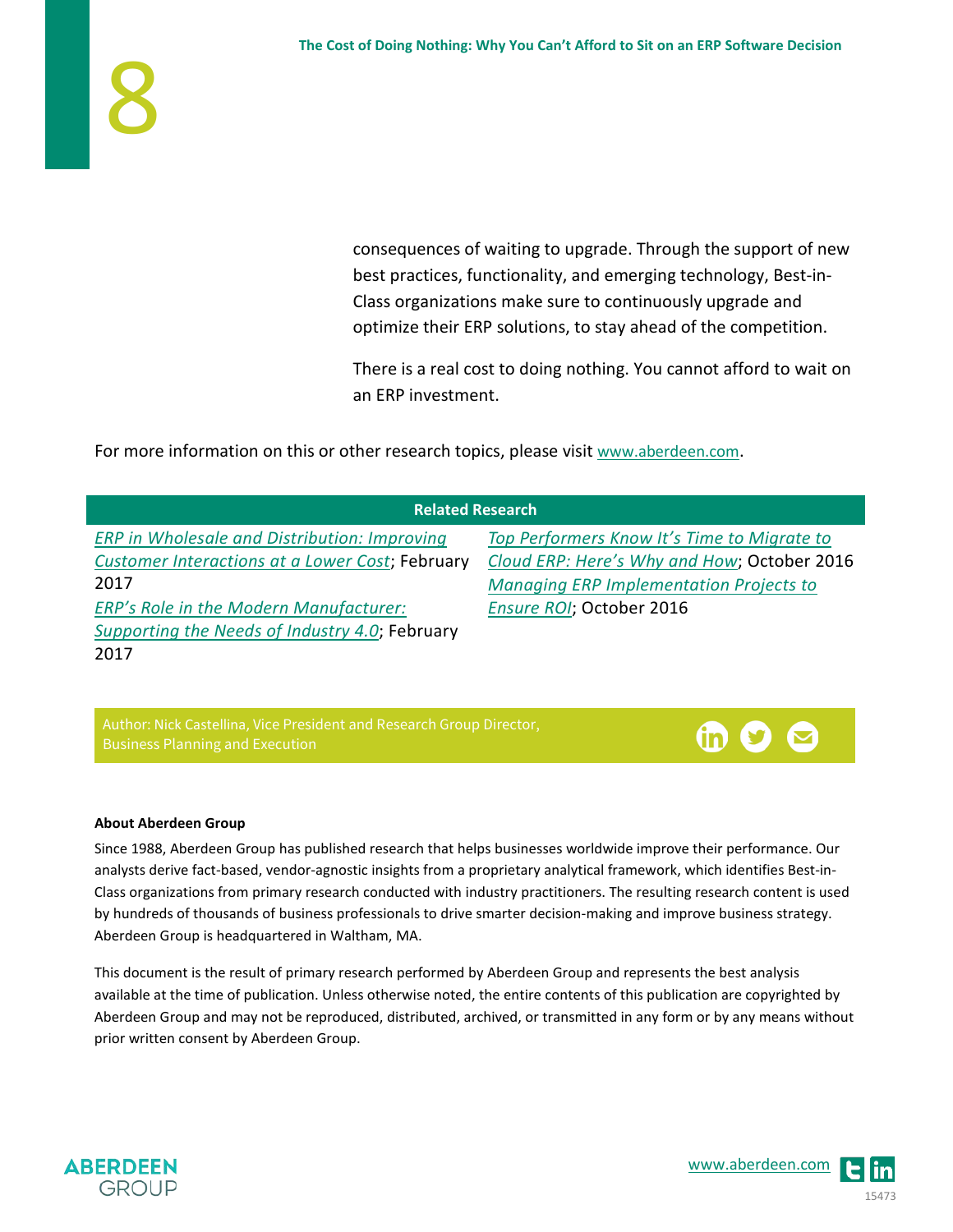consequences of waiting to upgrade. Through the support of new best practices, functionality, and emerging technology, Best-in-Class organizations make sure to continuously upgrade and optimize their ERP solutions, to stay ahead of the competition.

There is a real cost to doing nothing. You cannot afford to wait on an ERP investment.

For more information on this or other research topics, please visit www.aberdeen.com.

**Related Research**

*ERP in Wholesale and Distribution: Improving Customer Interactions at a Lower Cost*; February 2017

*ERP's Role in the Modern Manufacturer: Supporting the Needs of Industry 4.0*; February 2017

*Top Performers Know It's Time to Migrate to Cloud ERP: Here's Why and How*; October 2016

*Managing ERP Implementation Projects to Ensure ROI*; October 2016

Author: Nick Castellina, Vice President and Research Group Director, Business Planning and Execution

**About Aberdeen Group**

Since 1988, Aberdeen Group has published research that helps businesses worldwide improve their performance. Our analysts derive fact-based, vendor-agnostic insights from a proprietary analytical framework, which identifies Best-in-Class organizations from primary research conducted with industry practitioners. The resulting research content is used by hundreds of thousands of business professionals to drive smarter decision-making and improve business strategy. Aberdeen Group is headquartered in Waltham, MA.

This document is the result of primary research performed by Aberdeen Group and represents the best analysis available at the time of publication. Unless otherwise noted, the entire contents of this publication are copyrighted by Aberdeen Group and may not be reproduced, distributed, archived, or transmitted in any form or by any means without prior written consent by Aberdeen Group.

15473